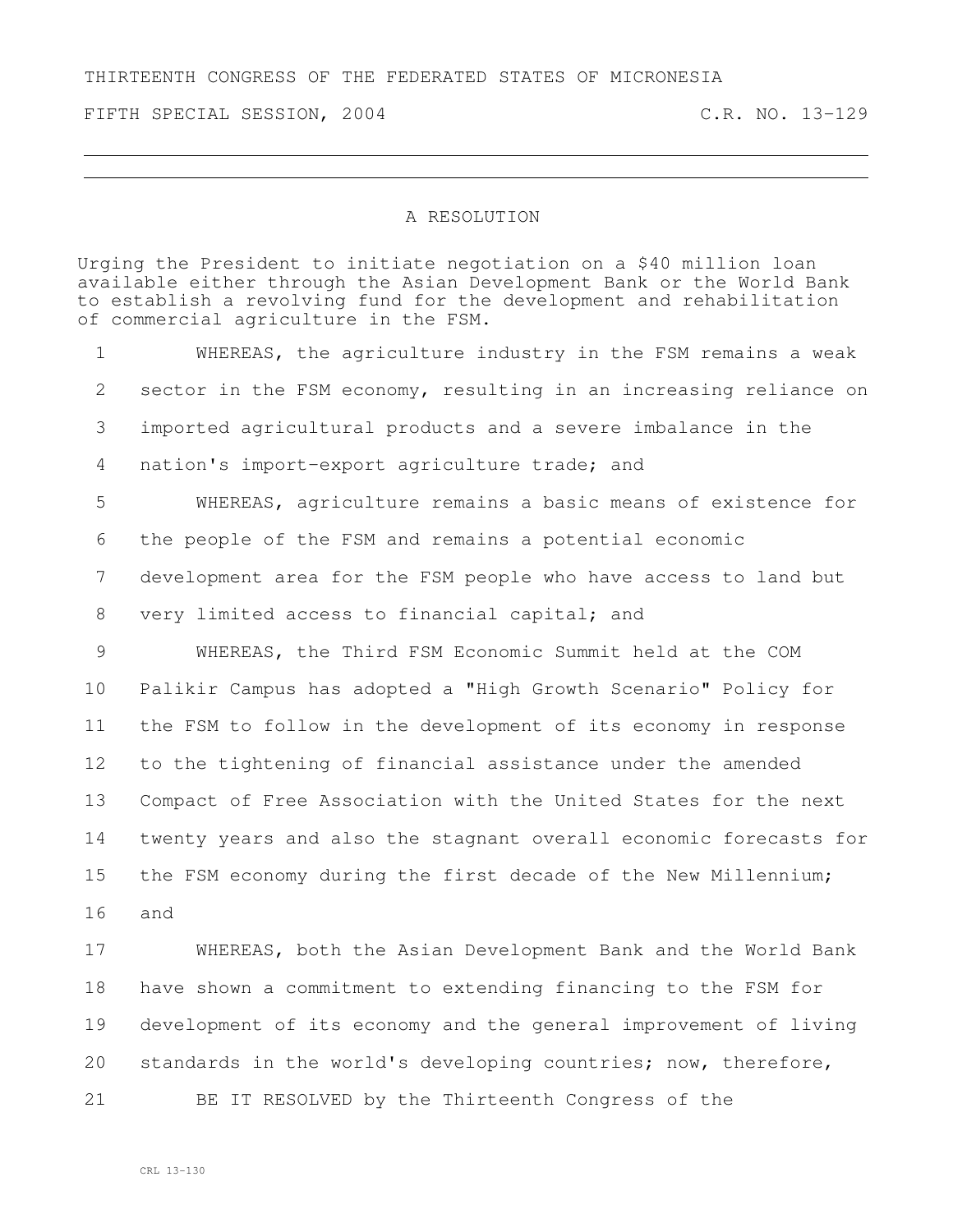THIRTEENTH CONGRESS OF THE FEDERATED STATES OF MICRONESIA

FIFTH SPECIAL SESSION, 2004 C.R. NO. 13-129

# A RESOLUTION

Urging the President to initiate negotiation on a $40 million loan available either through the Asian Development Bank or the World Bank to establish a revolving fund for the development and rehabilitation of commercial agriculture in the FSM.

1 WHEREAS, the agriculture industry in the FSM remains a weak
2 sector in the FSM economy, resulting in an increasing reliance on
3 imported agricultural products and a severe imbalance in the
4 nation's import-export agriculture trade; and
5 WHEREAS, agriculture remains a basic means of existence for
6 the people of the FSM and remains a potential economic
7 development area for the FSM people who have access to land but
8 very limited access to financial capital; and
9 WHEREAS, the Third FSM Economic Summit held at the COM
10 Palikir Campus has adopted a "High Growth Scenario" Policy for
11 the FSM to follow in the development of its economy in response
12 to the tightening of financial assistance under the amended
13 Compact of Free Association with the United States for the next
14 twenty years and also the stagnant overall economic forecasts for
15 the FSM economy during the first decade of the New Millennium;
16 and
17 WHEREAS, both the Asian Development Bank and the World Bank
18 have shown a commitment to extending financing to the FSM for
19 development of its economy and the general improvement of living
20 standards in the world's developing countries; now, therefore,
21 BE IT RESOLVED by the Thirteenth Congress of the

CRL 13-130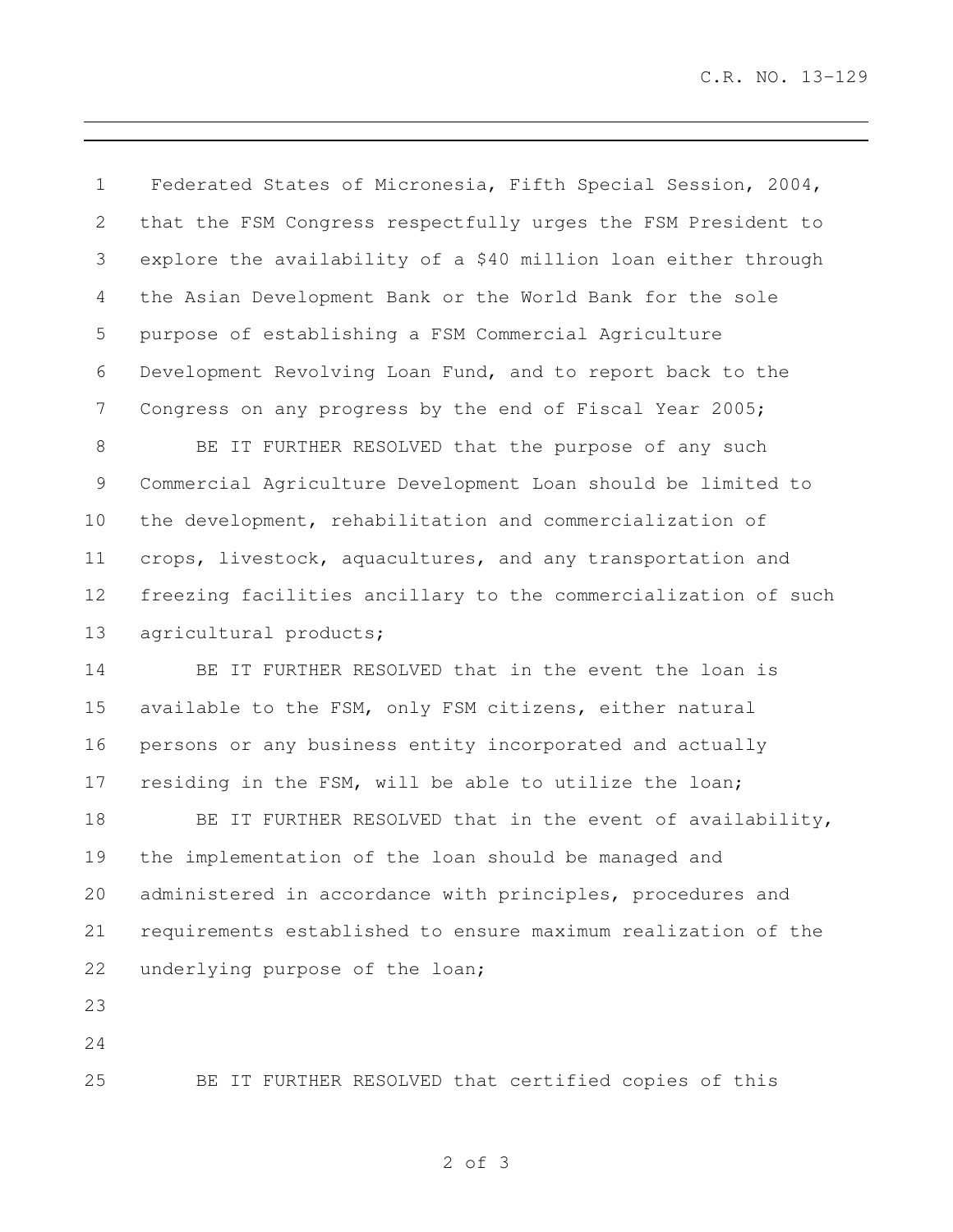Federated States of Micronesia, Fifth Special Session, 2004, that the FSM Congress respectfully urges the FSM President to explore the availability of a $40 million loan either through the Asian Development Bank or the World Bank for the sole purpose of establishing a FSM Commercial Agriculture Development Revolving Loan Fund, and to report back to the Congress on any progress by the end of Fiscal Year 2005;

BE IT FURTHER RESOLVED that the purpose of any such Commercial Agriculture Development Loan should be limited to the development, rehabilitation and commercialization of crops, livestock, aquacultures, and any transportation and freezing facilities ancillary to the commercialization of such agricultural products;

BE IT FURTHER RESOLVED that in the event the loan is available to the FSM, only FSM citizens, either natural persons or any business entity incorporated and actually residing in the FSM, will be able to utilize the loan;

BE IT FURTHER RESOLVED that in the event of availability, the implementation of the loan should be managed and administered in accordance with principles, procedures and requirements established to ensure maximum realization of the underlying purpose of the loan;

BE IT FURTHER RESOLVED that certified copies of this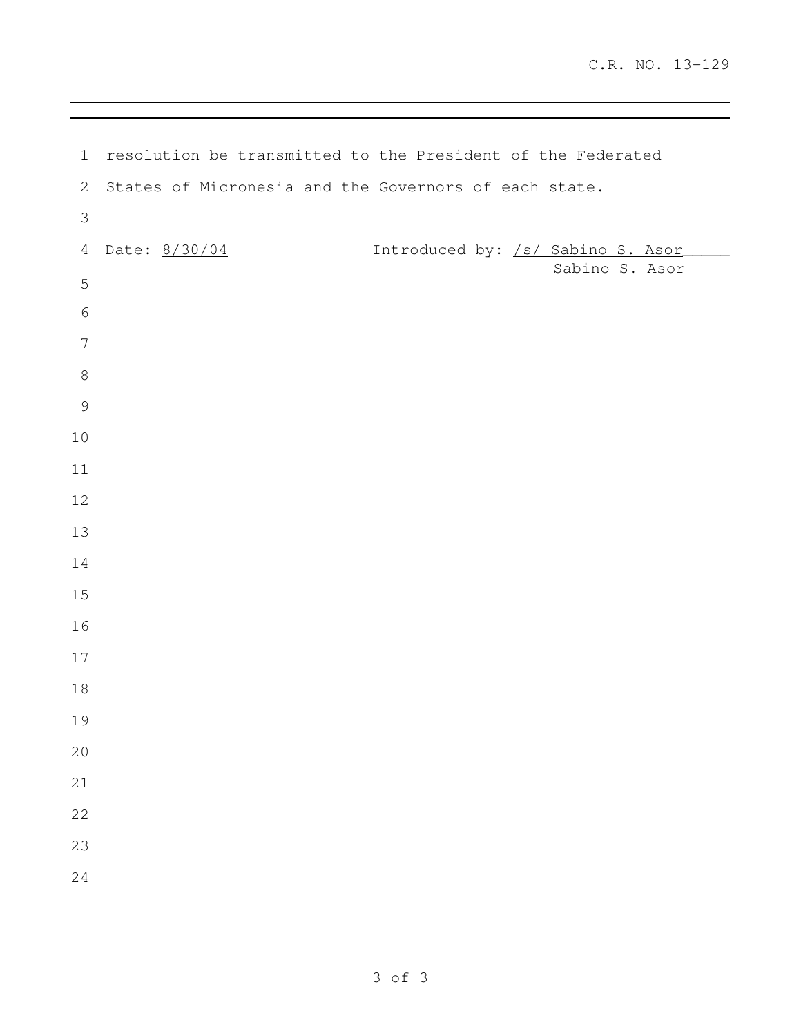resolution be transmitted to the President of the Federated States of Micronesia and the Governors of each state.

Date: 8/30/04

Introduced by: /s/ Sabino S. Asor
Sabino S. Asor